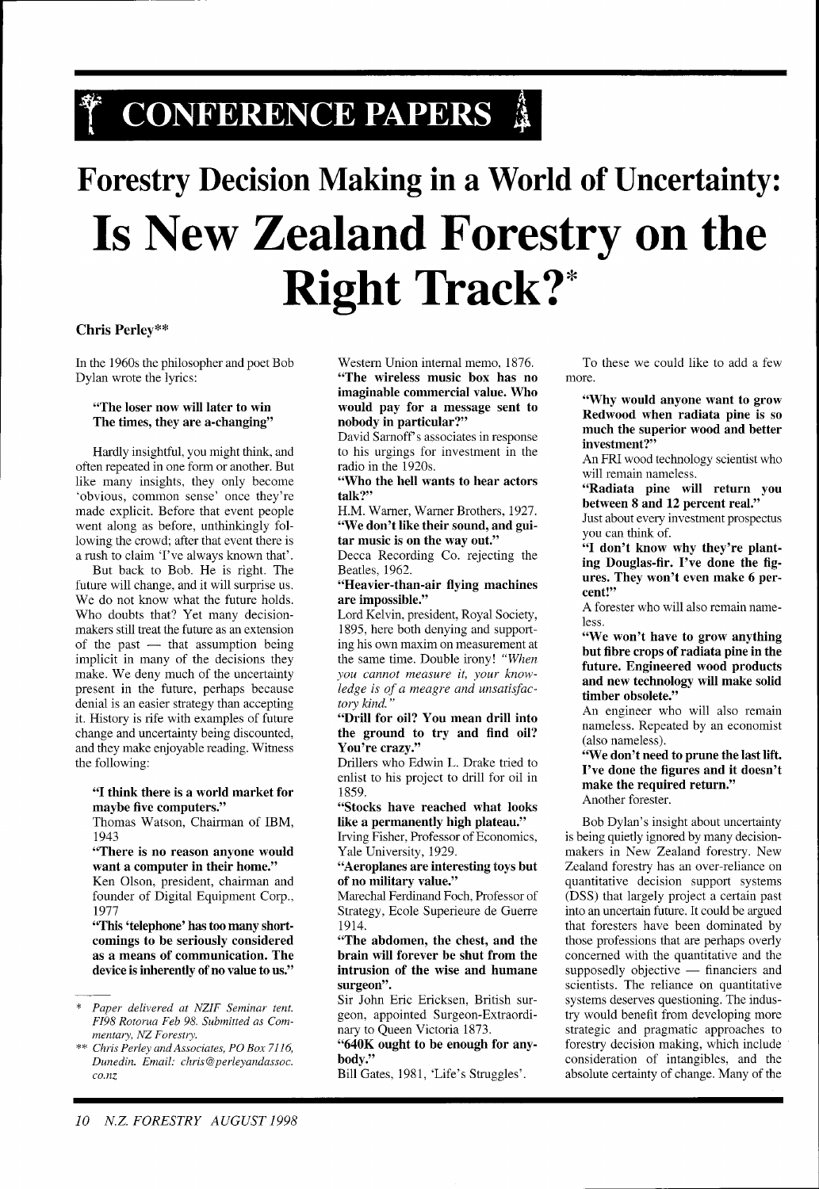# CONFERENCE PAPERS

# Forestry Decision Making in a World of Uncertainty:

# Is New Zealand Forestry on the Right Track?*

**Chris Perley****

In the 1960s the philosopher and poet Bob Dylan wrote the lyrics:

> **"The loser now will later to win**
> **The times, they are a-changing"**

Hardly insightful, you might think, and often repeated in one form or another. But like many insights, they only become 'obvious, common sense' once they're made explicit. Before that event people went along as before, unthinkingly following the crowd; after that event there is a rush to claim 'I've always known that'.

But back to Bob. He is right. The future will change, and it will surprise us. We do not know what the future holds. Who doubts that? Yet many decision-makers still treat the future as an extension of the past — that assumption being implicit in many of the decisions they make. We deny much of the uncertainty present in the future, perhaps because denial is an easier strategy than accepting it. History is rife with examples of future change and uncertainty being discounted, and they make enjoyable reading. Witness the following:

> **"I think there is a world market for maybe five computers."**
> Thomas Watson, Chairman of IBM, 1943
>
> **"There is no reason anyone would want a computer in their home."**
> Ken Olson, president, chairman and founder of Digital Equipment Corp., 1977
>
> **"This 'telephone' has too many shortcomings to be seriously considered as a means of communication. The device is inherently of no value to us."**
> Western Union internal memo, 1876.
>
> **"The wireless music box has no imaginable commercial value. Who would pay for a message sent to nobody in particular?"**
> David Sarnoff's associates in response to his urgings for investment in the radio in the 1920s.
>
> **"Who the hell wants to hear actors talk?"**
> H.M. Warner, Warner Brothers, 1927.
>
> **"We don't like their sound, and guitar music is on the way out."**
> Decca Recording Co. rejecting the Beatles, 1962.
>
> **"Heavier-than-air flying machines are impossible."**
> Lord Kelvin, president, Royal Society, 1895, here both denying and supporting his own maxim on measurement at the same time. Double irony! *"When you cannot measure it, your knowledge is of a meagre and unsatisfactory kind."*
>
> **"Drill for oil? You mean drill into the ground to try and find oil? You're crazy."**
> Drillers who Edwin L. Drake tried to enlist to his project to drill for oil in 1859.
>
> **"Stocks have reached what looks like a permanently high plateau."**
> Irving Fisher, Professor of Economics, Yale University, 1929.
>
> **"Aeroplanes are interesting toys but of no military value."**
> Marechal Ferdinand Foch, Professor of Strategy, Ecole Superieure de Guerre 1914.
>
> **"The abdomen, the chest, and the brain will forever be shut from the intrusion of the wise and humane surgeon".**
> Sir John Eric Ericksen, British surgeon, appointed Surgeon-Extraordinary to Queen Victoria 1873.
>
> **"640K ought to be enough for anybody."**
> Bill Gates, 1981, 'Life's Struggles'.

To these we could like to add a few more.

> **"Why would anyone want to grow Redwood when radiata pine is so much the superior wood and better investment?"**
> An FRI wood technology scientist who will remain nameless.
>
> **"Radiata pine will return you between 8 and 12 percent real."**
> Just about every investment prospectus you can think of.
>
> **"I don't know why they're planting Douglas-fir. I've done the figures. They won't even make 6 percent!"**
> A forester who will also remain nameless.
>
> **"We won't have to grow anything but fibre crops of radiata pine in the future. Engineered wood products and new technology will make solid timber obsolete."**
> An engineer who will also remain nameless. Repeated by an economist (also nameless).
>
> **"We don't need to prune the last lift. I've done the figures and it doesn't make the required return."**
> Another forester.

Bob Dylan's insight about uncertainty is being quietly ignored by many decision-makers in New Zealand forestry. New Zealand forestry has an over-reliance on quantitative decision support systems (DSS) that largely project a certain past into an uncertain future. It could be argued that foresters have been dominated by those professions that are perhaps overly concerned with the quantitative and the supposedly objective — financiers and scientists. The reliance on quantitative systems deserves questioning. The industry would benefit from developing more strategic and pragmatic approaches to forestry decision making, which include consideration of intangibles, and the absolute certainty of change. Many of the

---

\* *Paper delivered at NZIF Seminar tent. FI98 Rotorua Feb 98. Submitted as Commentary, NZ Forestry.*

\*\* *Chris Perley and Associates, PO Box 7116, Dunedin. Email: chris@perleyandassoc.co.nz*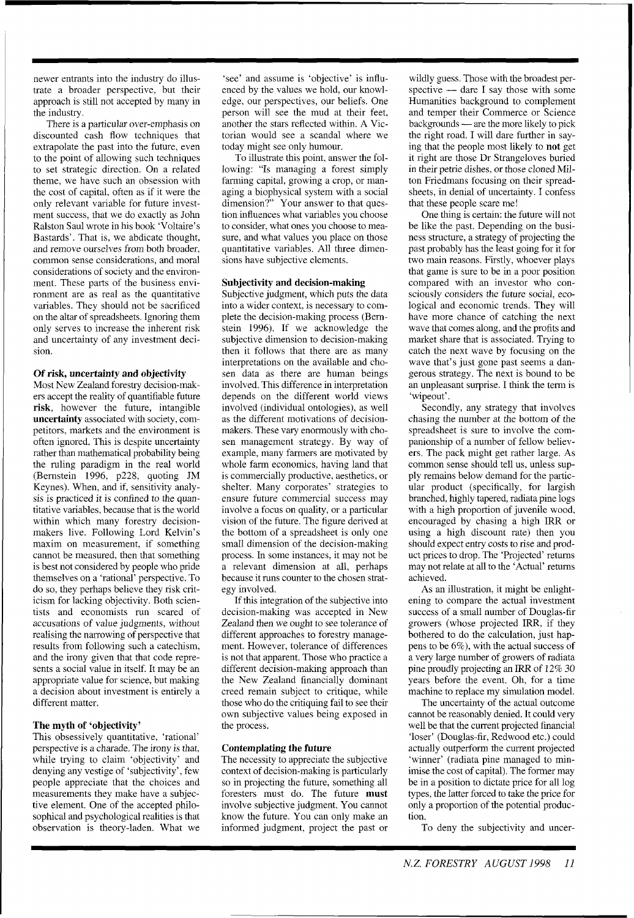newer entrants into the industry do illustrate a broader perspective, but their approach is still not accepted by many in the industry.

There is a particular over-emphasis on discounted cash flow techniques that extrapolate the past into the future, even to the point of allowing such techniques to set strategic direction. On a related theme, we have such an obsession with the cost of capital, often as if it were the only relevant variable for future investment success, that we do exactly as John Ralston Saul wrote in his book 'Voltaire's Bastards'. That is, we abdicate thought, and remove ourselves from both broader, common sense considerations, and moral considerations of society and the environment. These parts of the business environment are as real as the quantitative variables. They should not be sacrificed on the altar of spreadsheets. Ignoring them only serves to increase the inherent risk and uncertainty of any investment decision.

### Of risk, uncertainty and objectivity

Most New Zealand forestry decision-makers accept the reality of quantifiable future **risk**, however the future, intangible **uncertainty** associated with society, competitors, markets and the environment is often ignored. This is despite uncertainty rather than mathematical probability being the ruling paradigm in the real world (Bernstein 1996, p228, quoting JM Keynes). When, and if, sensitivity analysis is practiced it is confined to the quantitative variables, because that is the world within which many forestry decision-makers live. Following Lord Kelvin's maxim on measurement, if something cannot be measured, then that something is best not considered by people who pride themselves on a 'rational' perspective. To do so, they perhaps believe they risk criticism for lacking objectivity. Both scientists and economists run scared of accusations of value judgments, without realising the narrowing of perspective that results from following such a catechism, and the irony given that that code represents a social value in itself. It may be an appropriate value for science, but making a decision about investment is entirely a different matter.

### The myth of 'objectivity'

This obsessively quantitative, 'rational' perspective is a charade. The irony is that, while trying to claim 'objectivity' and denying any vestige of 'subjectivity', few people appreciate that the choices and measurements they make have a subjective element. One of the accepted philosophical and psychological realities is that observation is theory-laden. What we 'see' and assume is 'objective' is influenced by the values we hold, our knowledge, our perspectives, our beliefs. One person will see the mud at their feet, another the stars reflected within. A Victorian would see a scandal where we today might see only humour.

To illustrate this point, answer the following: "Is managing a forest simply farming capital, growing a crop, or managing a biophysical system with a social dimension?" Your answer to that question influences what variables you choose to consider, what ones you choose to measure, and what values you place on those quantitative variables. All three dimensions have subjective elements.

### Subjectivity and decision-making

Subjective judgment, which puts the data into a wider context, is necessary to complete the decision-making process (Bernstein 1996). If we acknowledge the subjective dimension to decision-making then it follows that there are as many interpretations on the available and chosen data as there are human beings involved. This difference in interpretation depends on the different world views involved (individual ontologies), as well as the different motivations of decision-makers. These vary enormously with chosen management strategy. By way of example, many farmers are motivated by whole farm economics, having land that is commercially productive, aesthetics, or shelter. Many corporates' strategies to ensure future commercial success may involve a focus on quality, or a particular vision of the future. The figure derived at the bottom of a spreadsheet is only one small dimension of the decision-making process. In some instances, it may not be a relevant dimension at all, perhaps because it runs counter to the chosen strategy involved.

If this integration of the subjective into decision-making was accepted in New Zealand then we ought to see tolerance of different approaches to forestry management. However, tolerance of differences is not that apparent. Those who practice a different decision-making approach than the New Zealand financially dominant creed remain subject to critique, while those who do the critiquing fail to see their own subjective values being exposed in the process.

### Contemplating the future

The necessity to appreciate the subjective context of decision-making is particularly so in projecting the future, something all foresters must do. The future **must** involve subjective judgment. You cannot know the future. You can only make an informed judgment, project the past or wildly guess. Those with the broadest perspective — dare I say those with some Humanities background to complement and temper their Commerce or Science backgrounds — are the more likely to pick the right road. I will dare further in saying that the people most likely to **not** get it right are those Dr Strangeloves buried in their petrie dishes, or those cloned Milton Friedmans focusing on their spreadsheets, in denial of uncertainty. I confess that these people scare me!

One thing is certain: the future will not be like the past. Depending on the business structure, a strategy of projecting the past probably has the least going for it for two main reasons. Firstly, whoever plays that game is sure to be in a poor position compared with an investor who consciously considers the future social, ecological and economic trends. They will have more chance of catching the next wave that comes along, and the profits and market share that is associated. Trying to catch the next wave by focusing on the wave that's just gone past seems a dangerous strategy. The next is bound to be an unpleasant surprise. I think the term is 'wipeout'.

Secondly, any strategy that involves chasing the number at the bottom of the spreadsheet is sure to involve the companionship of a number of fellow believers. The pack might get rather large. As common sense should tell us, unless supply remains below demand for the particular product (specifically, for largish branched, highly tapered, radiata pine logs with a high proportion of juvenile wood, encouraged by chasing a high IRR or using a high discount rate) then you should expect entry costs to rise and product prices to drop. The 'Projected' returns may not relate at all to the 'Actual' returns achieved.

As an illustration, it might be enlightening to compare the actual investment success of a small number of Douglas-fir growers (whose projected IRR, if they bothered to do the calculation, just happens to be 6%), with the actual success of a very large number of growers of radiata pine proudly projecting an IRR of 12% 30 years before the event. Oh, for a time machine to replace my simulation model.

The uncertainty of the actual outcome cannot be reasonably denied. It could very well be that the current projected financial 'loser' (Douglas-fir, Redwood etc.) could actually outperform the current projected 'winner' (radiata pine managed to minimise the cost of capital). The former may be in a position to dictate price for all log types, the latter forced to take the price for only a proportion of the potential production.

To deny the subjectivity and uncer-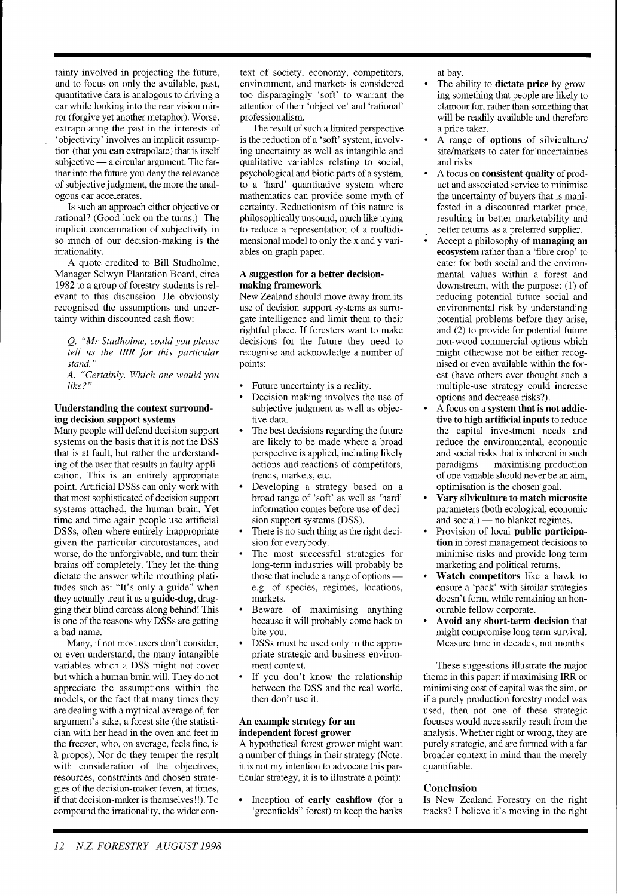tainty involved in projecting the future, and to focus on only the available, past, quantitative data is analogous to driving a car while looking into the rear vision mirror (forgive yet another metaphor). Worse, extrapolating the past in the interests of 'objectivity' involves an implicit assumption (that you **can** extrapolate) that is itself subjective — a circular argument. The farther into the future you deny the relevance of subjective judgment, the more the analogous car accelerates.

Is such an approach either objective or rational? (Good luck on the turns.) The implicit condemnation of subjectivity in so much of our decision-making is the irrationality.

A quote credited to Bill Studholme, Manager Selwyn Plantation Board, circa 1982 to a group of forestry students is relevant to this discussion. He obviously recognised the assumptions and uncertainty within discounted cash flow:

*Q. "Mr Studholme, could you please tell us the IRR for this particular stand."*

*A. "Certainly. Which one would you like?"*

### Understanding the context surrounding decision support systems

Many people will defend decision support systems on the basis that it is not the DSS that is at fault, but rather the understanding of the user that results in faulty application. This is an entirely appropriate point. Artificial DSSs can only work with that most sophisticated of decision support systems attached, the human brain. Yet time and time again people use artificial DSSs, often where entirely inappropriate given the particular circumstances, and worse, do the unforgivable, and turn their brains off completely. They let the thing dictate the answer while mouthing platitudes such as: "It's only a guide" when they actually treat it as a **guide-dog**, dragging their blind carcass along behind! This is one of the reasons why DSSs are getting a bad name.

Many, if not most users don't consider, or even understand, the many intangible variables which a DSS might not cover but which a human brain will. They do not appreciate the assumptions within the models, or the fact that many times they are dealing with a mythical average of, for argument's sake, a forest site (the statistician with her head in the oven and feet in the freezer, who, on average, feels fine, is à propos). Nor do they temper the result with consideration of the objectives, resources, constraints and chosen strategies of the decision-maker (even, at times, if that decision-maker is themselves!!). To compound the irrationality, the wider context of society, economy, competitors, environment, and markets is considered too disparagingly 'soft' to warrant the attention of their 'objective' and 'rational' professionalism.

The result of such a limited perspective is the reduction of a 'soft' system, involving uncertainty as well as intangible and qualitative variables relating to social, psychological and biotic parts of a system, to a 'hard' quantitative system where mathematics can provide some myth of certainty. Reductionism of this nature is philosophically unsound, much like trying to reduce a representation of a multidimensional model to only the x and y variables on graph paper.

### A suggestion for a better decision-making framework

New Zealand should move away from its use of decision support systems as surrogate intelligence and limit them to their rightful place. If foresters want to make decisions for the future they need to recognise and acknowledge a number of points:

- Future uncertainty is a reality.
- Decision making involves the use of subjective judgment as well as objective data.
- The best decisions regarding the future are likely to be made where a broad perspective is applied, including likely actions and reactions of competitors, trends, markets, etc.
- Developing a strategy based on a broad range of 'soft' as well as 'hard' information comes before use of decision support systems (DSS).
- There is no such thing as the right decision for everybody.
- The most successful strategies for long-term industries will probably be those that include a range of options — e.g. of species, regimes, locations, markets.
- Beware of maximising anything because it will probably come back to bite you.
- DSSs must be used only in the appropriate strategic and business environment context.
- If you don't know the relationship between the DSS and the real world, then don't use it.

### An example strategy for an independent forest grower

A hypothetical forest grower might want a number of things in their strategy (Note: it is not my intention to advocate this particular strategy, it is to illustrate a point):

- Inception of **early cashflow** (for a 'greenfields" forest) to keep the banks at bay.
- The ability to **dictate price** by growing something that people are likely to clamour for, rather than something that will be readily available and therefore a price taker.
- A range of **options** of silviculture/site/markets to cater for uncertainties and risks
- A focus on **consistent quality** of product and associated service to minimise the uncertainty of buyers that is manifested in a discounted market price, resulting in better marketability and better returns as a preferred supplier.
- Accept a philosophy of **managing an ecosystem** rather than a 'fibre crop' to cater for both social and the environmental values within a forest and downstream, with the purpose: (1) of reducing potential future social and environmental risk by understanding potential problems before they arise, and (2) to provide for potential future non-wood commercial options which might otherwise not be either recognised or even available within the forest (have others ever thought such a multiple-use strategy could increase options and decrease risks?).
- A focus on a **system that is not addictive to high artificial inputs** to reduce the capital investment needs and reduce the environmental, economic and social risks that is inherent in such paradigms — maximising production of one variable should never be an aim, optimisation is the chosen goal.
- **Vary silviculture to match microsite** parameters (both ecological, economic and social) — no blanket regimes.
- Provision of local **public participation** in forest management decisions to minimise risks and provide long term marketing and political returns.
- **Watch competitors** like a hawk to ensure a 'pack' with similar strategies doesn't form, while remaining an honourable fellow corporate.
- **Avoid any short-term decision** that might compromise long term survival. Measure time in decades, not months.

These suggestions illustrate the major theme in this paper: if maximising IRR or minimising cost of capital was the aim, or if a purely production forestry model was used, then not one of these strategic focuses would necessarily result from the analysis. Whether right or wrong, they are purely strategic, and are formed with a far broader context in mind than the merely quantifiable.

## Conclusion

Is New Zealand Forestry on the right tracks? I believe it's moving in the right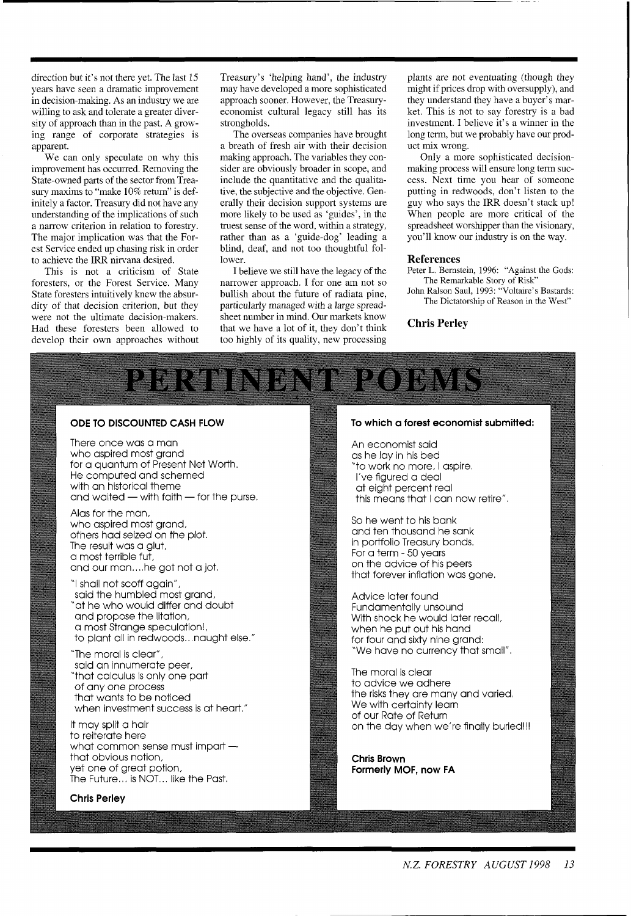direction but it's not there yet. The last 15 years have seen a dramatic improvement in decision-making. As an industry we are willing to ask and tolerate a greater diversity of approach than in the past. A growing range of corporate strategies is apparent.

We can only speculate on why this improvement has occurred. Removing the State-owned parts of the sector from Treasury maxims to "make 10% return" is definitely a factor. Treasury did not have any understanding of the implications of such a narrow criterion in relation to forestry. The major implication was that the Forest Service ended up chasing risk in order to achieve the IRR nirvana desired.

This is not a criticism of State foresters, or the Forest Service. Many State foresters intuitively knew the absurdity of that decision criterion, but they were not the ultimate decision-makers. Had these foresters been allowed to develop their own approaches without Treasury's 'helping hand', the industry may have developed a more sophisticated approach sooner. However, the Treasury-economist cultural legacy still has its strongholds.

The overseas companies have brought a breath of fresh air with their decision making approach. The variables they consider are obviously broader in scope, and include the quantitative and the qualitative, the subjective and the objective. Generally their decision support systems are more likely to be used as 'guides', in the truest sense of the word, within a strategy, rather than as a 'guide-dog' leading a blind, deaf, and not too thoughtful follower.

I believe we still have the legacy of the narrower approach. I for one am not so bullish about the future of radiata pine, particularly managed with a large spreadsheet number in mind. Our markets know that we have a lot of it, they don't think too highly of its quality, new processing plants are not eventuating (though they might if prices drop with oversupply), and they understand they have a buyer's market. This is not to say forestry is a bad investment. I believe it's a winner in the long term, but we probably have our product mix wrong.

Only a more sophisticated decision-making process will ensure long term success. Next time you hear of someone putting in redwoods, don't listen to the guy who says the IRR doesn't stack up! When people are more critical of the spreadsheet worshipper than the visionary, you'll know our industry is on the way.

## References

Peter L. Bernstein, 1996: "Against the Gods: The Remarkable Story of Risk"

John Ralson Saul, 1993: "Voltaire's Bastards: The Dictatorship of Reason in the West"

**Chris Perley**

# PERTINENT POEMS

### ODE TO DISCOUNTED CASH FLOW

There once was a man
who aspired most grand
for a quantum of Present Net Worth.
He computed and schemed
with an historical theme
and waited — with faith — for the purse.

Alas for the man,
who aspired most grand,
others had seized on the plot.
The result was a glut,
a most terrible fut,
and our man....he got not a jot.

"I shall not scoff again",
said the humbled most grand,
"at he who would differ and doubt
and propose the litation,
a most Strange speculation!,
to plant all in redwoods...naught else."

"The moral is clear",
said an innumerate peer,
"that calculus is only one part
of any one process
that wants to be noticed
when investment success is at heart."

It may split a hair
to reiterate here
what common sense must impart —
that obvious notion,
yet one of great potion,
The Future... is NOT... like the Past.

**Chris Perley**

### To which a forest economist submitted:

An economist said
as he lay in his bed
"to work no more, I aspire.
I've figured a deal
at eight percent real
this means that I can now retire".

So he went to his bank
and ten thousand he sank
in portfolio Treasury bonds.
For a term - 50 years
on the advice of his peers
that forever inflation was gone.

Advice later found
Fundamentally unsound
With shock he would later recall,
when he put out his hand
for four and sixty nine grand:
"We have no currency that small".

The moral is clear
to advice we adhere
the risks they are many and varied.
We with certainty learn
of our Rate of Return
on the day when we're finally buried!!!

**Chris Brown**
**Formerly MOF, now FA**